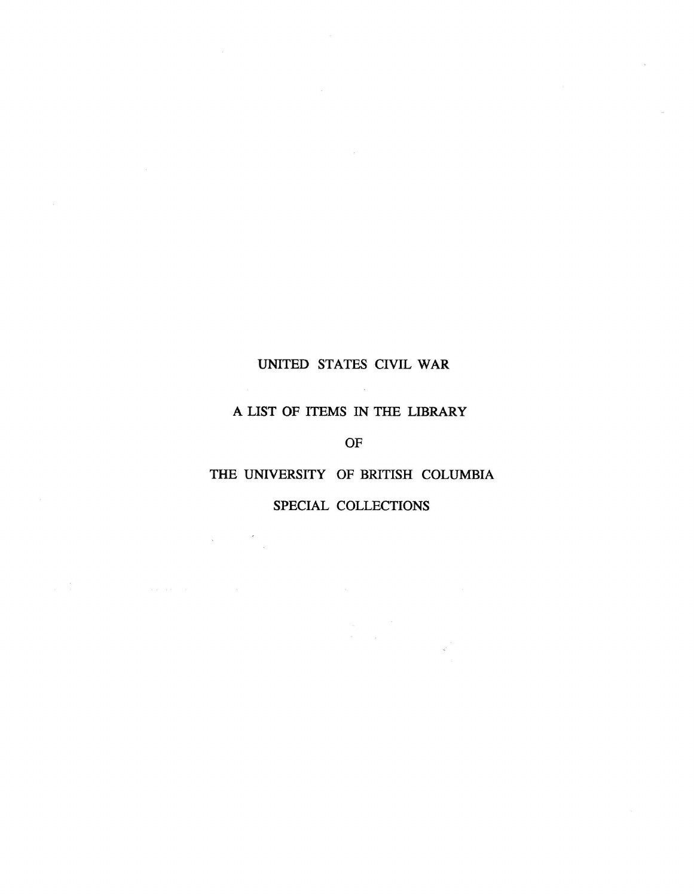# UNITED STATES CIVIL WAR

## A LIST OF ITEMS IN THE LIBRARY

## OF

## THE UNIVERSITY OF BRITISH COLUMBIA

## SPECIAL COLLECTIONS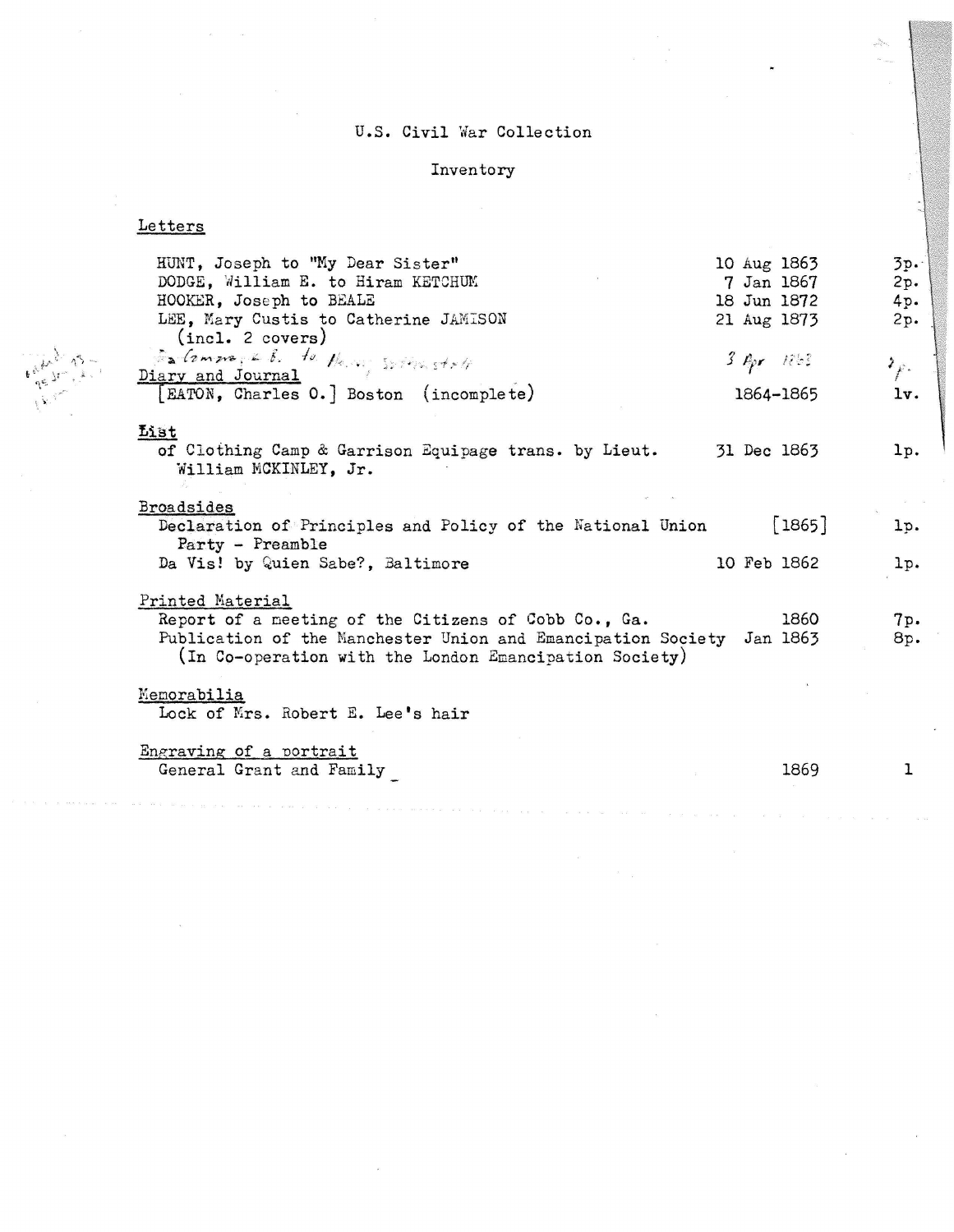# U.S. Civil War Collection

## Inventory

Letters

| | | |
|---|---|---|
| HUNT, Joseph to "My Dear Sister" | 10 Aug 1863 | 3p. |
| DODGE, William E. to Hiram KETCHUM | 7 Jan 1867 | 2p. |
| HOOKER, Joseph to BEALE | 18 Jun 1872 | 4p. |
| LEE, Mary Custis to Catherine JAMISON (incl. 2 covers) | 21 Aug 1873 | 2p. |
| La Compagne, E. to Henry Sottonstall | 3 Apr 1862 | 2p. |

Diary and Journal

| | | |
|---|---|---|
| [EATON, Charles O.] Boston (incomplete) | 1864-1865 | 1v. |

List

| | | |
|---|---|---|
| of Clothing Camp & Garrison Equipage trans. by Lieut. William MCKINLEY, Jr. | 31 Dec 1863 | 1p. |

Broadsides

| | | |
|---|---|---|
| Declaration of Principles and Policy of the National Union Party - Preamble | [1865] | 1p. |
| Da Vis! by Quien Sabe?, Baltimore | 10 Feb 1862 | 1p. |

Printed Material

| | | |
|---|---|---|
| Report of a meeting of the Citizens of Cobb Co., Ga. | 1860 | 7p. |
| Publication of the Manchester Union and Emancipation Society (In Co-operation with the London Emancipation Society) | Jan 1863 | 8p. |

Memorabilia

Lock of Mrs. Robert E. Lee's hair

Engraving of a portrait

| | | |
|---|---|---|
| General Grant and Family | 1869 | 1 |